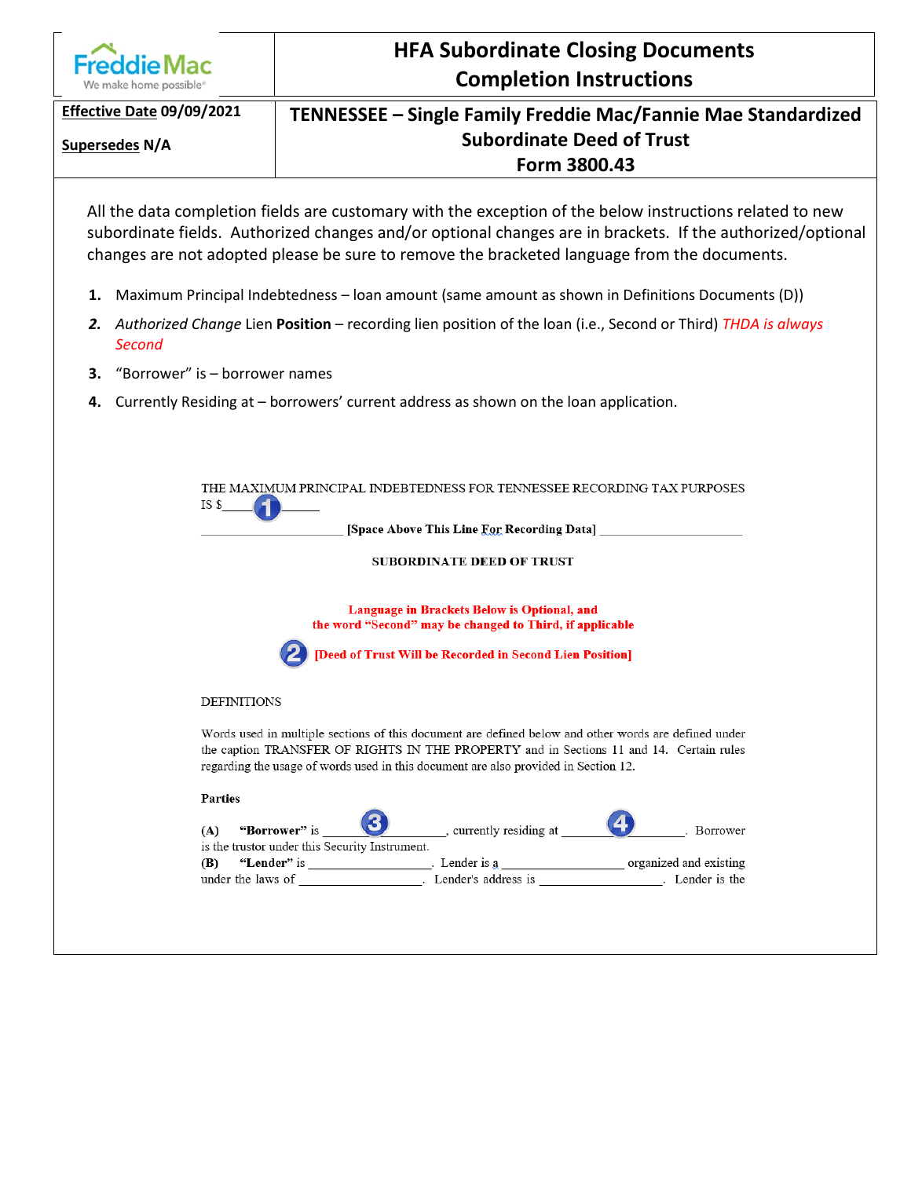| Freddie Mac<br>We make home possible® | **HFA Subordinate Closing Documents<br>Completion Instructions** |
| --- | --- |
| **Effective Date 09/09/2021**<br><br>**Supersedes N/A** | **TENNESSEE – Single Family Freddie Mac/Fannie Mae Standardized Subordinate Deed of Trust<br>Form 3800.43** |

All the data completion fields are customary with the exception of the below instructions related to new subordinate fields. Authorized changes and/or optional changes are in brackets. If the authorized/optional changes are not adopted please be sure to remove the bracketed language from the documents.

1. Maximum Principal Indebtedness – loan amount (same amount as shown in Definitions Documents (D))
2. *Authorized Change* Lien **Position** – recording lien position of the loan (i.e., Second or Third) *THDA is always Second*
3. "Borrower" is – borrower names
4. Currently Residing at – borrowers' current address as shown on the loan application.

THE MAXIMUM PRINCIPAL INDEBTEDNESS FOR TENNESSEE RECORDING TAX PURPOSES IS $\_\_\_\_\_ (1) \_\_\_\_\_

\_\_\_\_\_\_\_\_\_\_\_\_\_\_\_\_\_\_\_\_ **[Space Above This Line For Recording Data]** \_\_\_\_\_\_\_\_\_\_\_\_\_\_\_\_\_\_\_\_

**SUBORDINATE DEED OF TRUST**

**Language in Brackets Below is Optional, and the word "Second" may be changed to Third, if applicable**

(2) **[Deed of Trust Will be Recorded in Second Lien Position]**

DEFINITIONS

Words used in multiple sections of this document are defined below and other words are defined under the caption TRANSFER OF RIGHTS IN THE PROPERTY and in Sections 11 and 14. Certain rules regarding the usage of words used in this document are also provided in Section 12.

**Parties**

**(A)** **"Borrower"** is \_\_\_\_\_ (3) \_\_\_\_\_, currently residing at \_\_\_\_\_ (4) \_\_\_\_\_. Borrower is the trustor under this Security Instrument.

**(B)** **"Lender"** is \_\_\_\_\_\_\_\_\_\_\_\_\_\_\_\_\_\_. Lender is a \_\_\_\_\_\_\_\_\_\_\_\_\_\_\_\_\_\_ organized and existing under the laws of \_\_\_\_\_\_\_\_\_\_\_\_\_\_\_\_\_\_. Lender's address is \_\_\_\_\_\_\_\_\_\_\_\_\_\_\_\_\_\_. Lender is the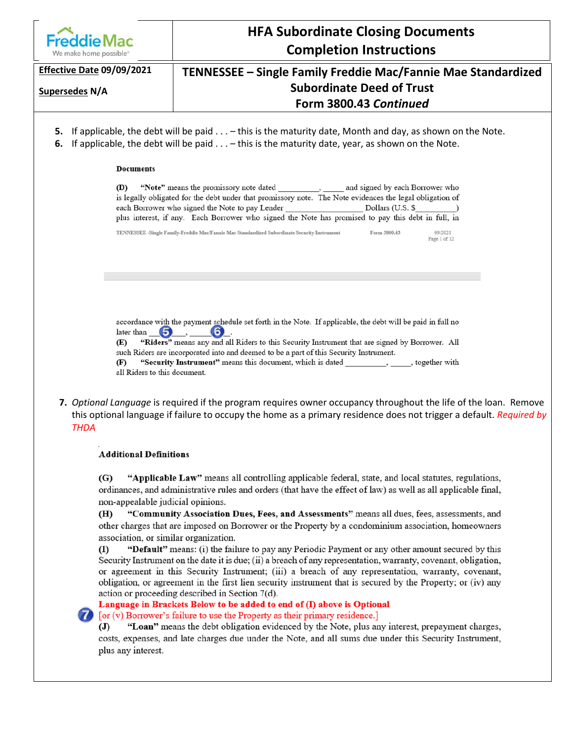# HFA Subordinate Closing Documents Completion Instructions

**Effective Date** 09/09/2021

**Supersedes** N/A

## TENNESSEE – Single Family Freddie Mac/Fannie Mae Standardized Subordinate Deed of Trust Form 3800.43 *Continued*

5. If applicable, the debt will be paid . . . – this is the maturity date, Month and day, as shown on the Note.
6. If applicable, the debt will be paid . . . – this is the maturity date, year, as shown on the Note.

**Documents**

**(D)** **"Note"** means the promissory note dated __________, _____ and signed by each Borrower who is legally obligated for the debt under that promissory note. The Note evidences the legal obligation of each Borrower who signed the Note to pay Lender __________________ Dollars (U.S. $__________) plus interest, if any. Each Borrower who signed the Note has promised to pay this debt in full, in

TENNESSEE -Single Family-Freddie Mac/Fannie Mae Standardized Subordinate Security Instrument Form 3800.43 09/2021 Page 1 of 12

accordance with the payment schedule set forth in the Note. If applicable, the debt will be paid in full no later than ___5___, ___6___.

**(E)** **"Riders"** means any and all Riders to this Security Instrument that are signed by Borrower. All such Riders are incorporated into and deemed to be a part of this Security Instrument.

**(F)** **"Security Instrument"** means this document, which is dated __________, _____, together with all Riders to this document.

7. *Optional Language* is required if the program requires owner occupancy throughout the life of the loan. Remove this optional language if failure to occupy the home as a primary residence does not trigger a default. *Required by THDA*

**Additional Definitions**

**(G)** **"Applicable Law"** means all controlling applicable federal, state, and local statutes, regulations, ordinances, and administrative rules and orders (that have the effect of law) as well as all applicable final, non-appealable judicial opinions.

**(H)** **"Community Association Dues, Fees, and Assessments"** means all dues, fees, assessments, and other charges that are imposed on Borrower or the Property by a condominium association, homeowners association, or similar organization.

**(I)** **"Default"** means: (i) the failure to pay any Periodic Payment or any other amount secured by this Security Instrument on the date it is due; (ii) a breach of any representation, warranty, covenant, obligation, or agreement in this Security Instrument; (iii) a breach of any representation, warranty, covenant, obligation, or agreement in the first lien security instrument that is secured by the Property; or (iv) any action or proceeding described in Section 7(d).

**Language in Brackets Below to be added to end of (I) above is Optional**

7 [or (v) Borrower's failure to use the Property as their primary residence.]

**(J)** **"Loan"** means the debt obligation evidenced by the Note, plus any interest, prepayment charges, costs, expenses, and late charges due under the Note, and all sums due under this Security Instrument, plus any interest.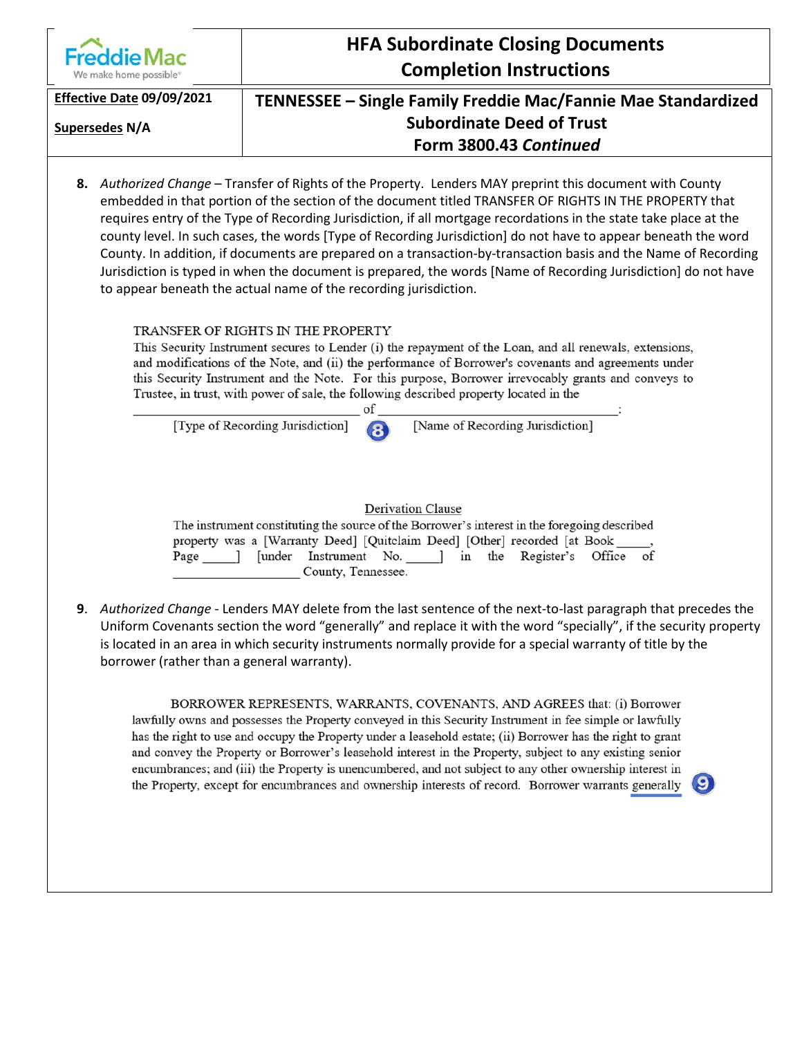| Freddie Mac<br>We make home possible® | **HFA Subordinate Closing Documents**<br>**Completion Instructions** |
|---|---|
| **Effective Date 09/09/2021**<br><br>**Supersedes N/A** | **TENNESSEE – Single Family Freddie Mac/Fannie Mae Standardized Subordinate Deed of Trust**<br>**Form 3800.43 *Continued*** |

8. *Authorized Change* – Transfer of Rights of the Property. Lenders MAY preprint this document with County embedded in that portion of the section of the document titled TRANSFER OF RIGHTS IN THE PROPERTY that requires entry of the Type of Recording Jurisdiction, if all mortgage recordations in the state take place at the county level. In such cases, the words [Type of Recording Jurisdiction] do not have to appear beneath the word County. In addition, if documents are prepared on a transaction-by-transaction basis and the Name of Recording Jurisdiction is typed in when the document is prepared, the words [Name of Recording Jurisdiction] do not have to appear beneath the actual name of the recording jurisdiction.

> TRANSFER OF RIGHTS IN THE PROPERTY
>
> This Security Instrument secures to Lender (i) the repayment of the Loan, and all renewals, extensions, and modifications of the Note, and (ii) the performance of Borrower's covenants and agreements under this Security Instrument and the Note. For this purpose, Borrower irrevocably grants and conveys to Trustee, in trust, with power of sale, the following described property located in the
>
> ______________________________ of ______________________________:
>
> [Type of Recording Jurisdiction] (8) [Name of Recording Jurisdiction]
>
> Derivation Clause
>
> The instrument constituting the source of the Borrower's interest in the foregoing described property was a [Warranty Deed] [Quitclaim Deed] [Other] recorded [at Book _____, Page _____] [under Instrument No. _____] in the Register's Office of __________________ County, Tennessee.

9. *Authorized Change* - Lenders MAY delete from the last sentence of the next-to-last paragraph that precedes the Uniform Covenants section the word "generally" and replace it with the word "specially", if the security property is located in an area in which security instruments normally provide for a special warranty of title by the borrower (rather than a general warranty).

> BORROWER REPRESENTS, WARRANTS, COVENANTS, AND AGREES that: (i) Borrower lawfully owns and possesses the Property conveyed in this Security Instrument in fee simple or lawfully has the right to use and occupy the Property under a leasehold estate; (ii) Borrower has the right to grant and convey the Property or Borrower's leasehold interest in the Property, subject to any existing senior encumbrances; and (iii) the Property is unencumbered, and not subject to any other ownership interest in the Property, except for encumbrances and ownership interests of record. Borrower warrants generally (9)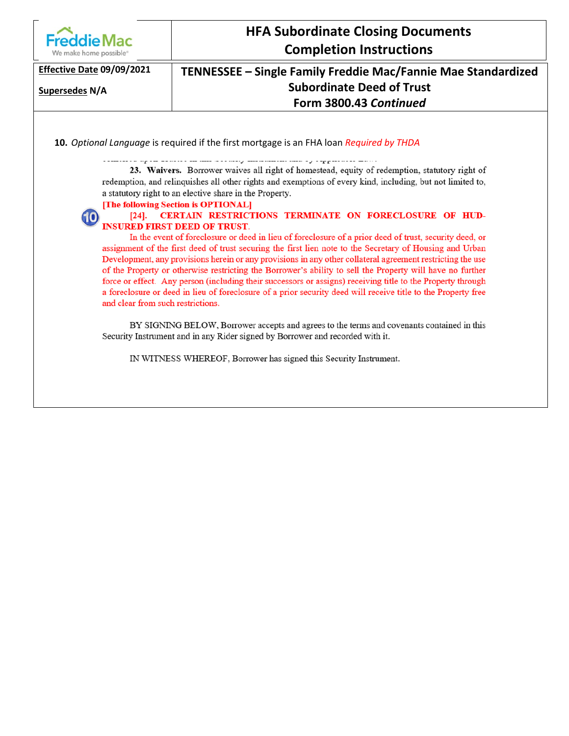# HFA Subordinate Closing Documents Completion Instructions

**Effective Date** 09/09/2021

**Supersedes** N/A

## TENNESSEE – Single Family Freddie Mac/Fannie Mae Standardized Subordinate Deed of Trust Form 3800.43 *Continued*

**10.** *Optional Language* is required if the first mortgage is an FHA loan *Required by THDA*

**23. Waivers.** Borrower waives all right of homestead, equity of redemption, statutory right of redemption, and relinquishes all other rights and exemptions of every kind, including, but not limited to, a statutory right to an elective share in the Property.

**[The following Section is OPTIONAL]**

**[24]. CERTAIN RESTRICTIONS TERMINATE ON FORECLOSURE OF HUD-INSURED FIRST DEED OF TRUST.**

In the event of foreclosure or deed in lieu of foreclosure of a prior deed of trust, security deed, or assignment of the first deed of trust securing the first lien note to the Secretary of Housing and Urban Development, any provisions herein or any provisions in any other collateral agreement restricting the use of the Property or otherwise restricting the Borrower's ability to sell the Property will have no further force or effect. Any person (including their successors or assigns) receiving title to the Property through a foreclosure or deed in lieu of foreclosure of a prior security deed will receive title to the Property free and clear from such restrictions.

BY SIGNING BELOW, Borrower accepts and agrees to the terms and covenants contained in this Security Instrument and in any Rider signed by Borrower and recorded with it.

IN WITNESS WHEREOF, Borrower has signed this Security Instrument.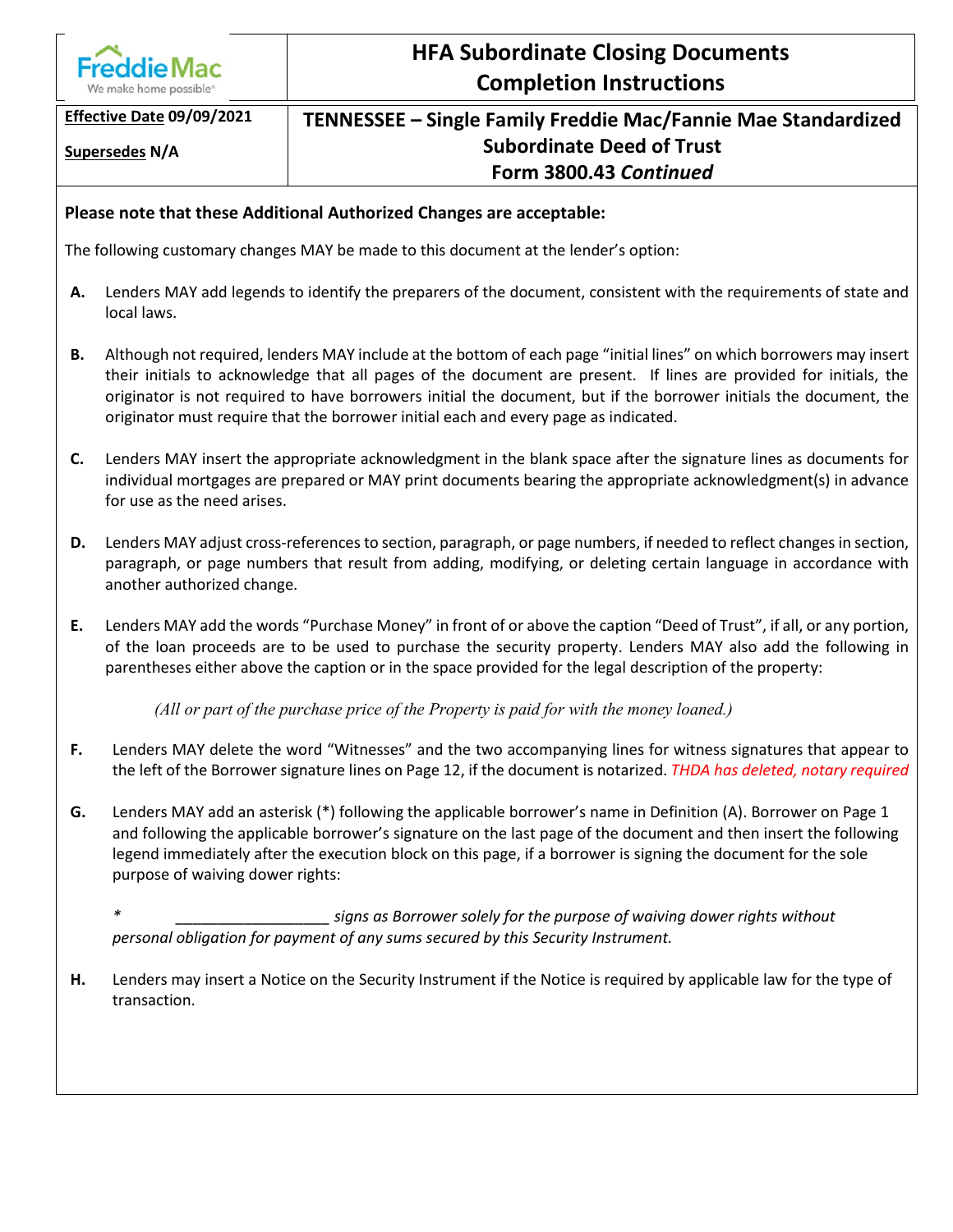# HFA Subordinate Closing Documents Completion Instructions

**Effective Date 09/09/2021**

**Supersedes N/A**

## TENNESSEE – Single Family Freddie Mac/Fannie Mae Standardized Subordinate Deed of Trust Form 3800.43 *Continued*

**Please note that these Additional Authorized Changes are acceptable:**

The following customary changes MAY be made to this document at the lender's option:

- **A.** Lenders MAY add legends to identify the preparers of the document, consistent with the requirements of state and local laws.
- **B.** Although not required, lenders MAY include at the bottom of each page "initial lines" on which borrowers may insert their initials to acknowledge that all pages of the document are present. If lines are provided for initials, the originator is not required to have borrowers initial the document, but if the borrower initials the document, the originator must require that the borrower initial each and every page as indicated.
- **C.** Lenders MAY insert the appropriate acknowledgment in the blank space after the signature lines as documents for individual mortgages are prepared or MAY print documents bearing the appropriate acknowledgment(s) in advance for use as the need arises.
- **D.** Lenders MAY adjust cross-references to section, paragraph, or page numbers, if needed to reflect changes in section, paragraph, or page numbers that result from adding, modifying, or deleting certain language in accordance with another authorized change.
- **E.** Lenders MAY add the words "Purchase Money" in front of or above the caption "Deed of Trust", if all, or any portion, of the loan proceeds are to be used to purchase the security property. Lenders MAY also add the following in parentheses either above the caption or in the space provided for the legal description of the property:

  *(All or part of the purchase price of the Property is paid for with the money loaned.)*

- **F.** Lenders MAY delete the word "Witnesses" and the two accompanying lines for witness signatures that appear to the left of the Borrower signature lines on Page 12, if the document is notarized. THDA has deleted, notary required
- **G.** Lenders MAY add an asterisk (*) following the applicable borrower's name in Definition (A). Borrower on Page 1 and following the applicable borrower's signature on the last page of the document and then insert the following legend immediately after the execution block on this page, if a borrower is signing the document for the sole purpose of waiving dower rights:

  *\* __________________ signs as Borrower solely for the purpose of waiving dower rights without personal obligation for payment of any sums secured by this Security Instrument.*

- **H.** Lenders may insert a Notice on the Security Instrument if the Notice is required by applicable law for the type of transaction.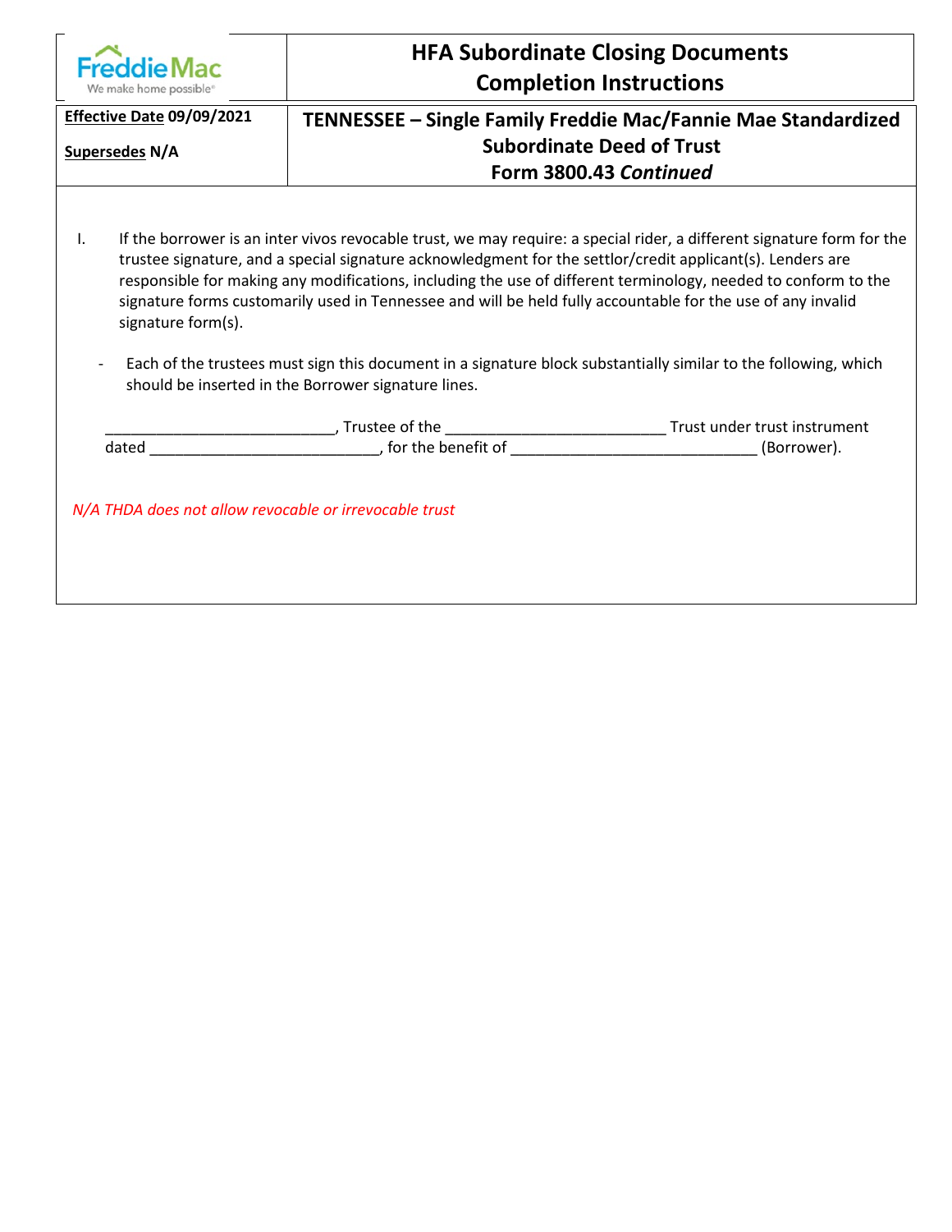| HFA Subordinate Closing Documents Completion Instructions | |
|---|---|
| **Effective Date 09/09/2021**<br><br>**Supersedes N/A** | **TENNESSEE – Single Family Freddie Mac/Fannie Mae Standardized Subordinate Deed of Trust Form 3800.43 *Continued*** |

I. If the borrower is an inter vivos revocable trust, we may require: a special rider, a different signature form for the trustee signature, and a special signature acknowledgment for the settlor/credit applicant(s). Lenders are responsible for making any modifications, including the use of different terminology, needed to conform to the signature forms customarily used in Tennessee and will be held fully accountable for the use of any invalid signature form(s).

- Each of the trustees must sign this document in a signature block substantially similar to the following, which should be inserted in the Borrower signature lines.

___________________________, Trustee of the _________________________ Trust under trust instrument dated ___________________________, for the benefit of _____________________________ (Borrower).

*N/A THDA does not allow revocable or irrevocable trust*